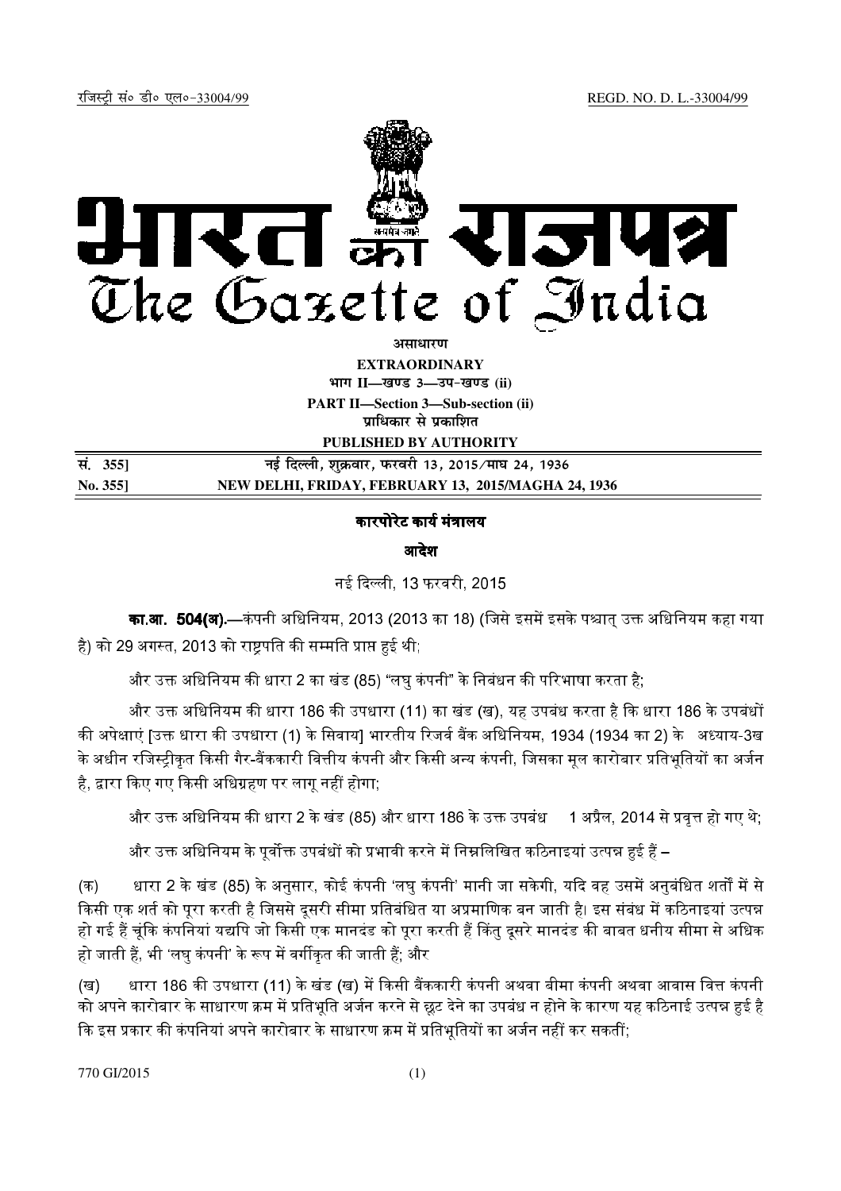रजिस्ट्री सं० डी० एल०-33004/99 REGD. NO. D. L.-33004/99

# भारत का राजपत्र
# The Gazette of India

**असाधारण**

**EXTRAORDINARY**

**भाग II—खण्ड 3—उप-खण्ड (ii)**

**PART II—Section 3—Sub-section (ii)**

**प्राधिकार से प्रकाशित**

**PUBLISHED BY AUTHORITY**

| | |
|---|---|
| **सं. 355]** | **नई दिल्ली, शुक्रवार, फरवरी 13, 2015/माघ 24, 1936** |
| **No. 355]** | **NEW DELHI, FRIDAY, FEBRUARY 13, 2015/MAGHA 24, 1936** |

## कारपोरेट कार्य मंत्रालय

### आदेश

नई दिल्ली, 13 फरवरी, 2015

**का.आ. 504(अ).**—कंपनी अधिनियम, 2013 (2013 का 18) (जिसे इसमें इसके पश्चात् उक्त अधिनियम कहा गया है) को 29 अगस्त, 2013 को राष्ट्रपति की सम्मति प्राप्त हुई थी;

और उक्त अधिनियम की धारा 2 का खंड (85) "लघु कंपनी" के निबंधन की परिभाषा करता है;

और उक्त अधिनियम की धारा 186 की उपधारा (11) का खंड (ख), यह उपबंध करता है कि धारा 186 के उपबंधों की अपेक्षाएं [उक्त धारा की उपधारा (1) के सिवाय] भारतीय रिजर्व बैंक अधिनियम, 1934 (1934 का 2) के अध्याय-3ख के अधीन रजिस्ट्रीकृत किसी गैर-बैंककारी वित्तीय कंपनी और किसी अन्य कंपनी, जिसका मूल कारोबार प्रतिभूतियों का अर्जन है, द्वारा किए गए किसी अधिग्रहण पर लागू नहीं होगा;

और उक्त अधिनियम की धारा 2 के खंड (85) और धारा 186 के उक्त उपबंध 1 अप्रैल, 2014 से प्रवृत्त हो गए थे;

और उक्त अधिनियम के पूर्वोक्त उपबंधों को प्रभावी करने में निम्नलिखित कठिनाइयां उत्पन्न हुई हैं –

(क) धारा 2 के खंड (85) के अनुसार, कोई कंपनी 'लघु कंपनी' मानी जा सकेगी, यदि वह उसमें अनुबंधित शर्तों में से किसी एक शर्त को पूरा करती है जिससे दूसरी सीमा प्रतिबंधित या अप्रमाणिक बन जाती है। इस संबंध में कठिनाइयां उत्पन्न हो गई हैं चूंकि कंपनियां यद्यपि जो किसी एक मानदंड को पूरा करती हैं किंतु दूसरे मानदंड की बाबत धनीय सीमा से अधिक हो जाती हैं, भी 'लघु कंपनी' के रूप में वर्गीकृत की जाती हैं; और

(ख) धारा 186 की उपधारा (11) के खंड (ख) में किसी बैंककारी कंपनी अथवा बीमा कंपनी अथवा आवास वित्त कंपनी को अपने कारोबार के साधारण क्रम में प्रतिभूति अर्जन करने से छूट देने का उपबंध न होने के कारण यह कठिनाई उत्पन्न हुई है कि इस प्रकार की कंपनियां अपने कारोबार के साधारण क्रम में प्रतिभूतियों का अर्जन नहीं कर सकतीं;

770 GI/2015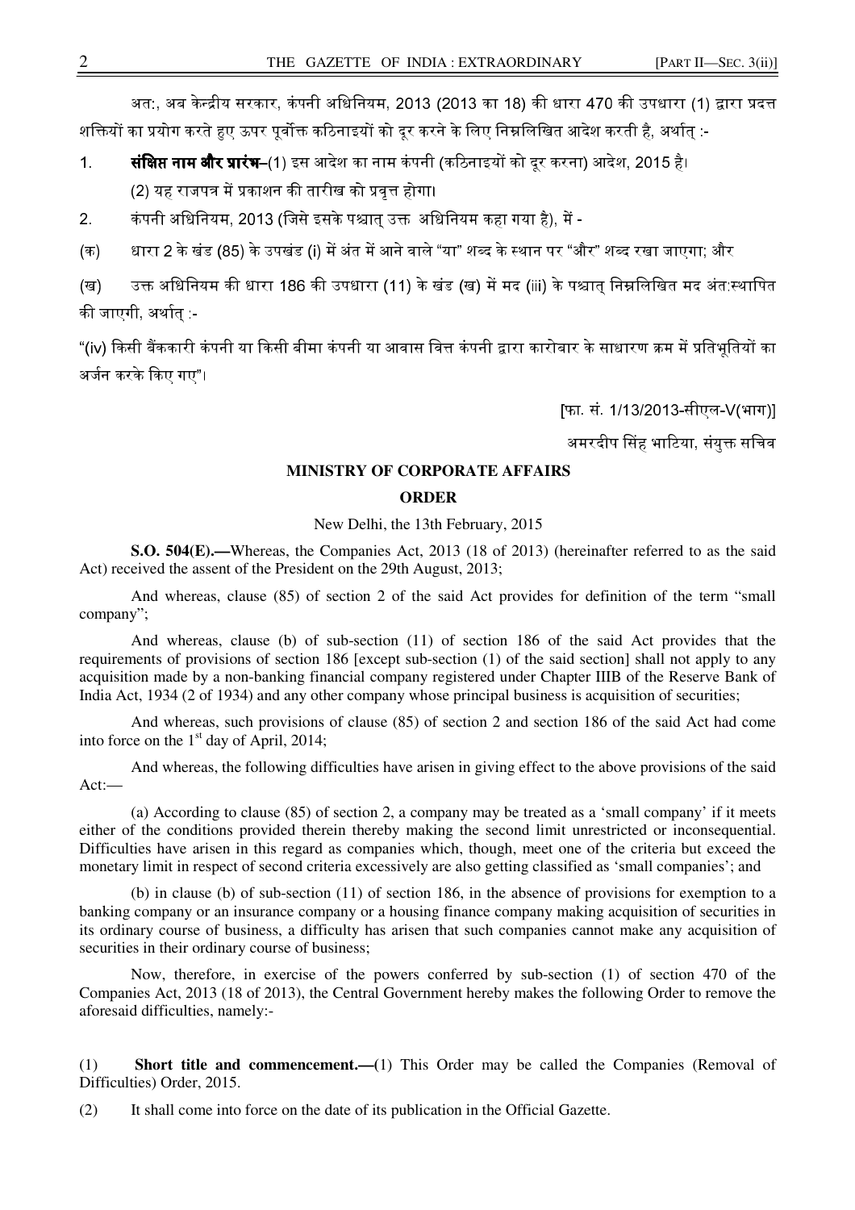अतः, अब केन्द्रीय सरकार, कंपनी अधिनियम, 2013 (2013 का 18) की धारा 470 की उपधारा (1) द्वारा प्रदत्त शक्तियों का प्रयोग करते हुए ऊपर पूर्वोक्त कठिनाइयों को दूर करने के लिए निम्नलिखित आदेश करती है, अर्थात् :-

1. **संक्षिप्त नाम और प्रारंभ**–(1) इस आदेश का नाम कंपनी (कठिनाइयों को दूर करना) आदेश, 2015 है।

   (2) यह राजपत्र में प्रकाशन की तारीख को प्रवृत्त होगा।

2. कंपनी अधिनियम, 2013 (जिसे इसके पश्चात् उक्त अधिनियम कहा गया है), में -

(क) धारा 2 के खंड (85) के उपखंड (i) में अंत में आने वाले "या" शब्द के स्थान पर "और" शब्द रखा जाएगा; और

(ख) उक्त अधिनियम की धारा 186 की उपधारा (11) के खंड (ख) में मद (iii) के पश्चात् निम्नलिखित मद अंतःस्थापित की जाएगी, अर्थात् :-

"(iv) किसी बैंककारी कंपनी या किसी बीमा कंपनी या आवास वित्त कंपनी द्वारा कारोबार के साधारण क्रम में प्रतिभूतियों का अर्जन करके किए गए"।

[फा. सं. 1/13/2013-सीएल-V(भाग)]

अमरदीप सिंह भाटिया, संयुक्त सचिव

## MINISTRY OF CORPORATE AFFAIRS

## ORDER

New Delhi, the 13th February, 2015

**S.O. 504(E).—**Whereas, the Companies Act, 2013 (18 of 2013) (hereinafter referred to as the said Act) received the assent of the President on the 29th August, 2013;

And whereas, clause (85) of section 2 of the said Act provides for definition of the term "small company";

And whereas, clause (b) of sub-section (11) of section 186 of the said Act provides that the requirements of provisions of section 186 [except sub-section (1) of the said section] shall not apply to any acquisition made by a non-banking financial company registered under Chapter IIIB of the Reserve Bank of India Act, 1934 (2 of 1934) and any other company whose principal business is acquisition of securities;

And whereas, such provisions of clause (85) of section 2 and section 186 of the said Act had come into force on the 1st day of April, 2014;

And whereas, the following difficulties have arisen in giving effect to the above provisions of the said Act:—

(a) According to clause (85) of section 2, a company may be treated as a 'small company' if it meets either of the conditions provided therein thereby making the second limit unrestricted or inconsequential. Difficulties have arisen in this regard as companies which, though, meet one of the criteria but exceed the monetary limit in respect of second criteria excessively are also getting classified as 'small companies'; and

(b) in clause (b) of sub-section (11) of section 186, in the absence of provisions for exemption to a banking company or an insurance company or a housing finance company making acquisition of securities in its ordinary course of business, a difficulty has arisen that such companies cannot make any acquisition of securities in their ordinary course of business;

Now, therefore, in exercise of the powers conferred by sub-section (1) of section 470 of the Companies Act, 2013 (18 of 2013), the Central Government hereby makes the following Order to remove the aforesaid difficulties, namely:-

(1) **Short title and commencement.—**(1) This Order may be called the Companies (Removal of Difficulties) Order, 2015.

(2) It shall come into force on the date of its publication in the Official Gazette.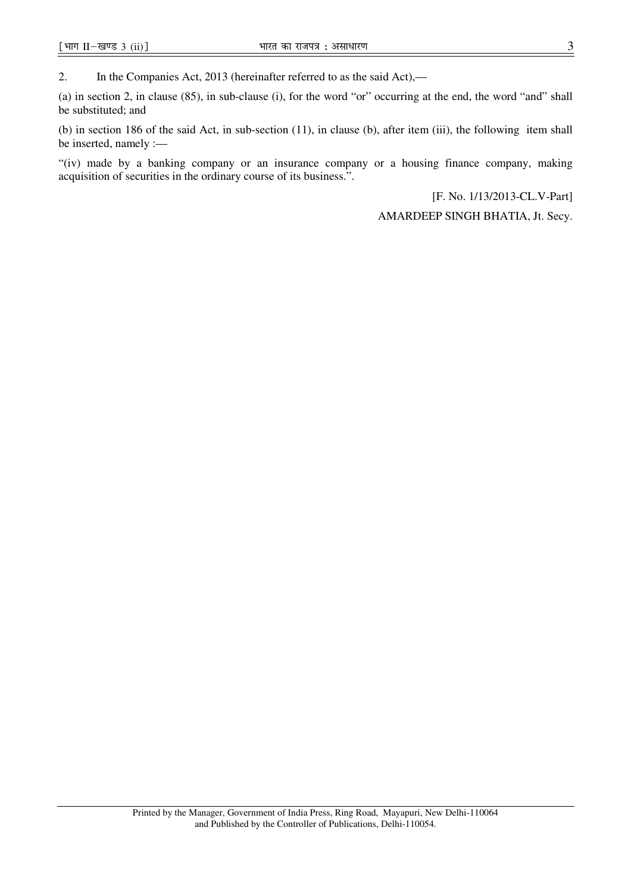2. In the Companies Act, 2013 (hereinafter referred to as the said Act),—

(a) in section 2, in clause (85), in sub-clause (i), for the word "or" occurring at the end, the word "and" shall be substituted; and

(b) in section 186 of the said Act, in sub-section (11), in clause (b), after item (iii), the following item shall be inserted, namely :—

"(iv) made by a banking company or an insurance company or a housing finance company, making acquisition of securities in the ordinary course of its business.".

[F. No. 1/13/2013-CL.V-Part]

AMARDEEP SINGH BHATIA, Jt. Secy.

Printed by the Manager, Government of India Press, Ring Road, Mayapuri, New Delhi-110064 and Published by the Controller of Publications, Delhi-110054.